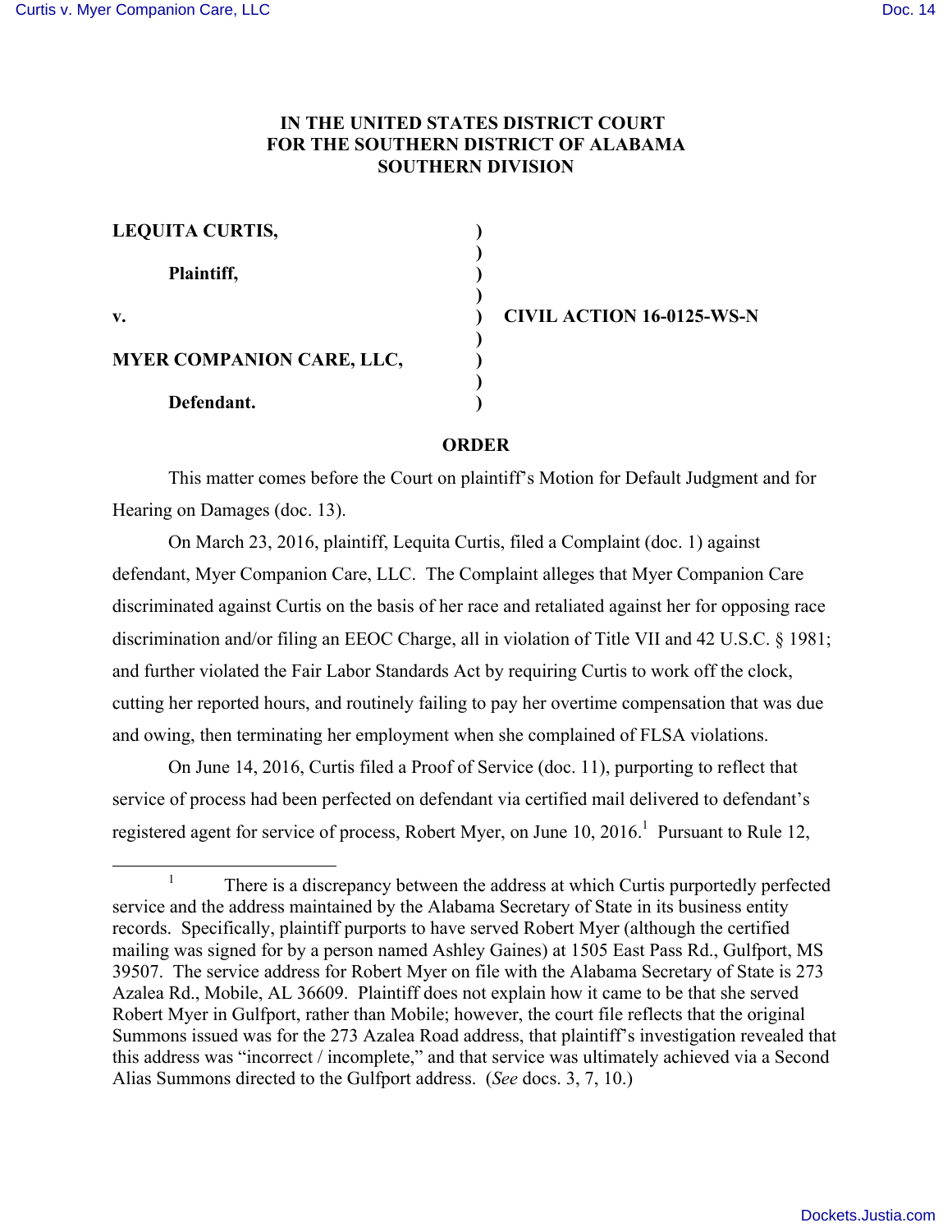**IN THE UNITED STATES DISTRICT COURT**
**FOR THE SOUTHERN DISTRICT OF ALABAMA**
**SOUTHERN DIVISION**

| | | |
|---|---|---|
| **LEQUITA CURTIS,** | ) | |
| | ) | |
| **Plaintiff,** | ) | |
| | ) | |
| **v.** | ) | **CIVIL ACTION 16-0125-WS-N** |
| | ) | |
| **MYER COMPANION CARE, LLC,** | ) | |
| | ) | |
| **Defendant.** | ) | |

**ORDER**

This matter comes before the Court on plaintiff's Motion for Default Judgment and for Hearing on Damages (doc. 13).

On March 23, 2016, plaintiff, Lequita Curtis, filed a Complaint (doc. 1) against defendant, Myer Companion Care, LLC. The Complaint alleges that Myer Companion Care discriminated against Curtis on the basis of her race and retaliated against her for opposing race discrimination and/or filing an EEOC Charge, all in violation of Title VII and 42 U.S.C. § 1981; and further violated the Fair Labor Standards Act by requiring Curtis to work off the clock, cutting her reported hours, and routinely failing to pay her overtime compensation that was due and owing, then terminating her employment when she complained of FLSA violations.

On June 14, 2016, Curtis filed a Proof of Service (doc. 11), purporting to reflect that service of process had been perfected on defendant via certified mail delivered to defendant's registered agent for service of process, Robert Myer, on June 10, 2016.[1] Pursuant to Rule 12,

---

[1] There is a discrepancy between the address at which Curtis purportedly perfected service and the address maintained by the Alabama Secretary of State in its business entity records. Specifically, plaintiff purports to have served Robert Myer (although the certified mailing was signed for by a person named Ashley Gaines) at 1505 East Pass Rd., Gulfport, MS 39507. The service address for Robert Myer on file with the Alabama Secretary of State is 273 Azalea Rd., Mobile, AL 36609. Plaintiff does not explain how it came to be that she served Robert Myer in Gulfport, rather than Mobile; however, the court file reflects that the original Summons issued was for the 273 Azalea Road address, that plaintiff's investigation revealed that this address was "incorrect / incomplete," and that service was ultimately achieved via a Second Alias Summons directed to the Gulfport address. (*See* docs. 3, 7, 10.)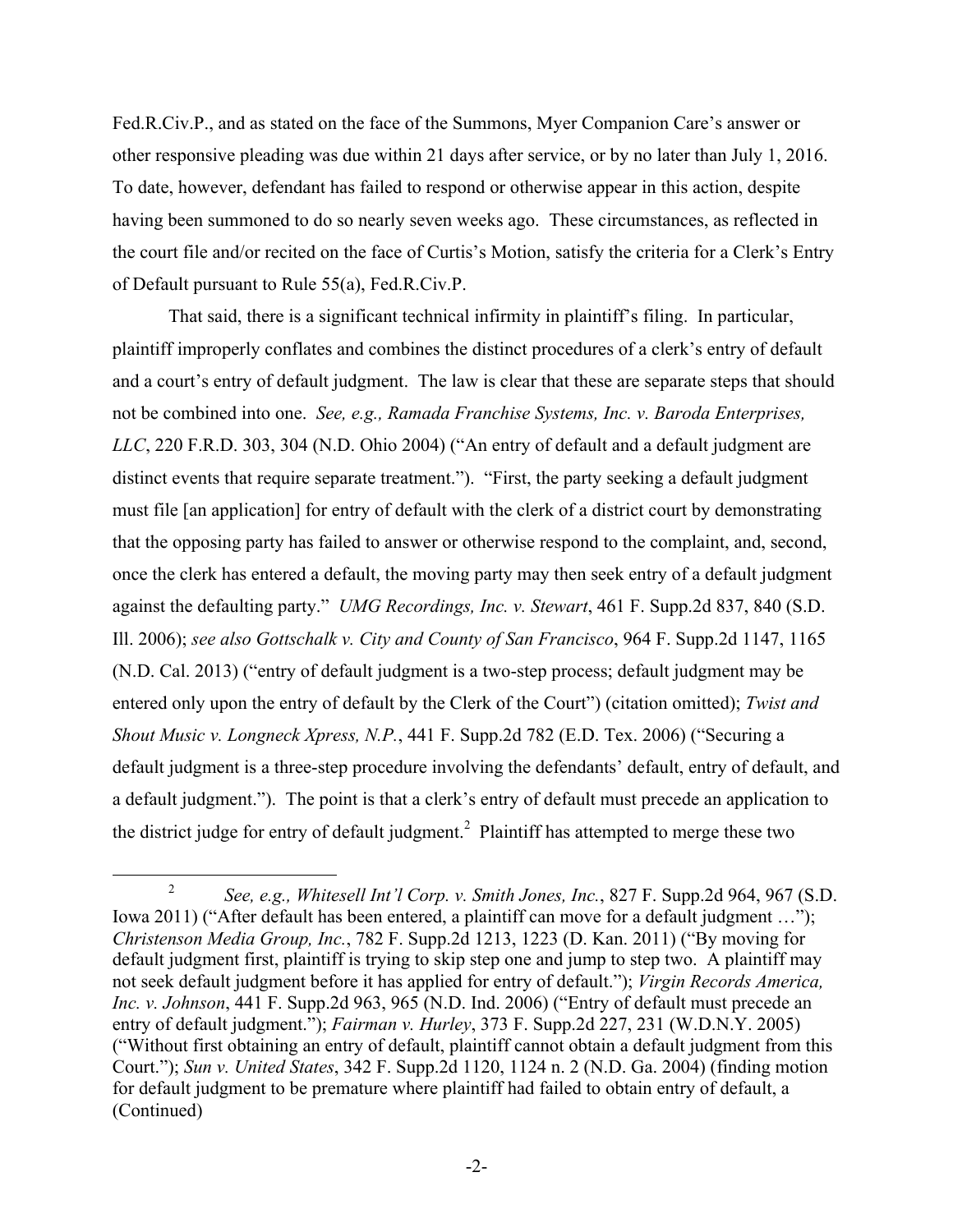Fed.R.Civ.P., and as stated on the face of the Summons, Myer Companion Care's answer or other responsive pleading was due within 21 days after service, or by no later than July 1, 2016. To date, however, defendant has failed to respond or otherwise appear in this action, despite having been summoned to do so nearly seven weeks ago. These circumstances, as reflected in the court file and/or recited on the face of Curtis's Motion, satisfy the criteria for a Clerk's Entry of Default pursuant to Rule 55(a), Fed.R.Civ.P.

That said, there is a significant technical infirmity in plaintiff's filing. In particular, plaintiff improperly conflates and combines the distinct procedures of a clerk's entry of default and a court's entry of default judgment. The law is clear that these are separate steps that should not be combined into one. *See, e.g., Ramada Franchise Systems, Inc. v. Baroda Enterprises, LLC*, 220 F.R.D. 303, 304 (N.D. Ohio 2004) ("An entry of default and a default judgment are distinct events that require separate treatment."). "First, the party seeking a default judgment must file [an application] for entry of default with the clerk of a district court by demonstrating that the opposing party has failed to answer or otherwise respond to the complaint, and, second, once the clerk has entered a default, the moving party may then seek entry of a default judgment against the defaulting party." *UMG Recordings, Inc. v. Stewart*, 461 F. Supp.2d 837, 840 (S.D. Ill. 2006); *see also Gottschalk v. City and County of San Francisco*, 964 F. Supp.2d 1147, 1165 (N.D. Cal. 2013) ("entry of default judgment is a two-step process; default judgment may be entered only upon the entry of default by the Clerk of the Court") (citation omitted); *Twist and Shout Music v. Longneck Xpress, N.P.*, 441 F. Supp.2d 782 (E.D. Tex. 2006) ("Securing a default judgment is a three-step procedure involving the defendants' default, entry of default, and a default judgment."). The point is that a clerk's entry of default must precede an application to the district judge for entry of default judgment.[2] Plaintiff has attempted to merge these two

[2] *See, e.g., Whitesell Int'l Corp. v. Smith Jones, Inc.*, 827 F. Supp.2d 964, 967 (S.D. Iowa 2011) ("After default has been entered, a plaintiff can move for a default judgment …"); *Christenson Media Group, Inc.*, 782 F. Supp.2d 1213, 1223 (D. Kan. 2011) ("By moving for default judgment first, plaintiff is trying to skip step one and jump to step two. A plaintiff may not seek default judgment before it has applied for entry of default."); *Virgin Records America, Inc. v. Johnson*, 441 F. Supp.2d 963, 965 (N.D. Ind. 2006) ("Entry of default must precede an entry of default judgment."); *Fairman v. Hurley*, 373 F. Supp.2d 227, 231 (W.D.N.Y. 2005) ("Without first obtaining an entry of default, plaintiff cannot obtain a default judgment from this Court."); *Sun v. United States*, 342 F. Supp.2d 1120, 1124 n. 2 (N.D. Ga. 2004) (finding motion for default judgment to be premature where plaintiff had failed to obtain entry of default, a (Continued)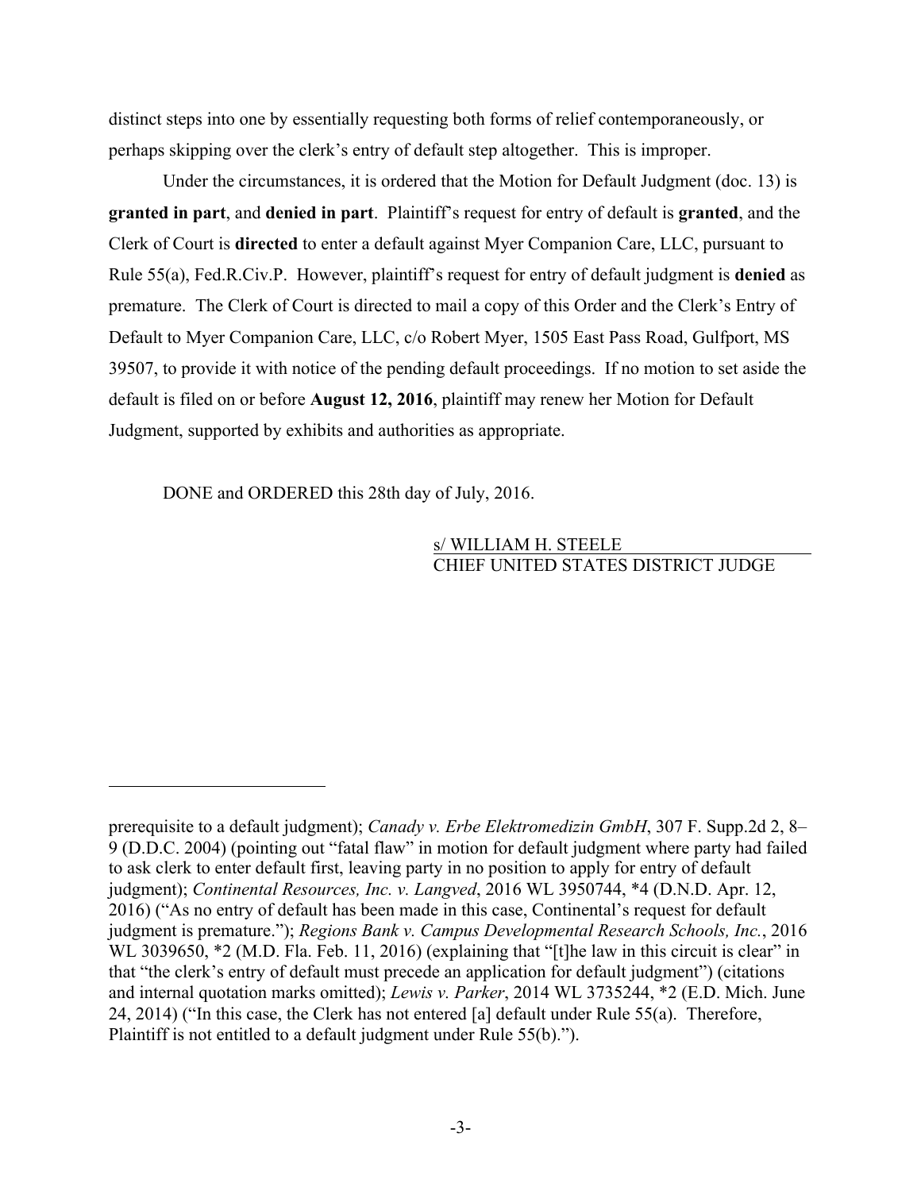distinct steps into one by essentially requesting both forms of relief contemporaneously, or perhaps skipping over the clerk's entry of default step altogether. This is improper.

Under the circumstances, it is ordered that the Motion for Default Judgment (doc. 13) is **granted in part**, and **denied in part**. Plaintiff's request for entry of default is **granted**, and the Clerk of Court is **directed** to enter a default against Myer Companion Care, LLC, pursuant to Rule 55(a), Fed.R.Civ.P. However, plaintiff's request for entry of default judgment is **denied** as premature. The Clerk of Court is directed to mail a copy of this Order and the Clerk's Entry of Default to Myer Companion Care, LLC, c/o Robert Myer, 1505 East Pass Road, Gulfport, MS 39507, to provide it with notice of the pending default proceedings. If no motion to set aside the default is filed on or before **August 12, 2016**, plaintiff may renew her Motion for Default Judgment, supported by exhibits and authorities as appropriate.

DONE and ORDERED this 28th day of July, 2016.

s/ WILLIAM H. STEELE
CHIEF UNITED STATES DISTRICT JUDGE

---

prerequisite to a default judgment); *Canady v. Erbe Elektromedizin GmbH*, 307 F. Supp.2d 2, 8–9 (D.D.C. 2004) (pointing out "fatal flaw" in motion for default judgment where party had failed to ask clerk to enter default first, leaving party in no position to apply for entry of default judgment); *Continental Resources, Inc. v. Langved*, 2016 WL 3950744, *4 (D.N.D. Apr. 12, 2016) ("As no entry of default has been made in this case, Continental's request for default judgment is premature."); *Regions Bank v. Campus Developmental Research Schools, Inc.*, 2016 WL 3039650, *2 (M.D. Fla. Feb. 11, 2016) (explaining that "[t]he law in this circuit is clear" in that "the clerk's entry of default must precede an application for default judgment") (citations and internal quotation marks omitted); *Lewis v. Parker*, 2014 WL 3735244, *2 (E.D. Mich. June 24, 2014) ("In this case, the Clerk has not entered [a] default under Rule 55(a). Therefore, Plaintiff is not entitled to a default judgment under Rule 55(b).").